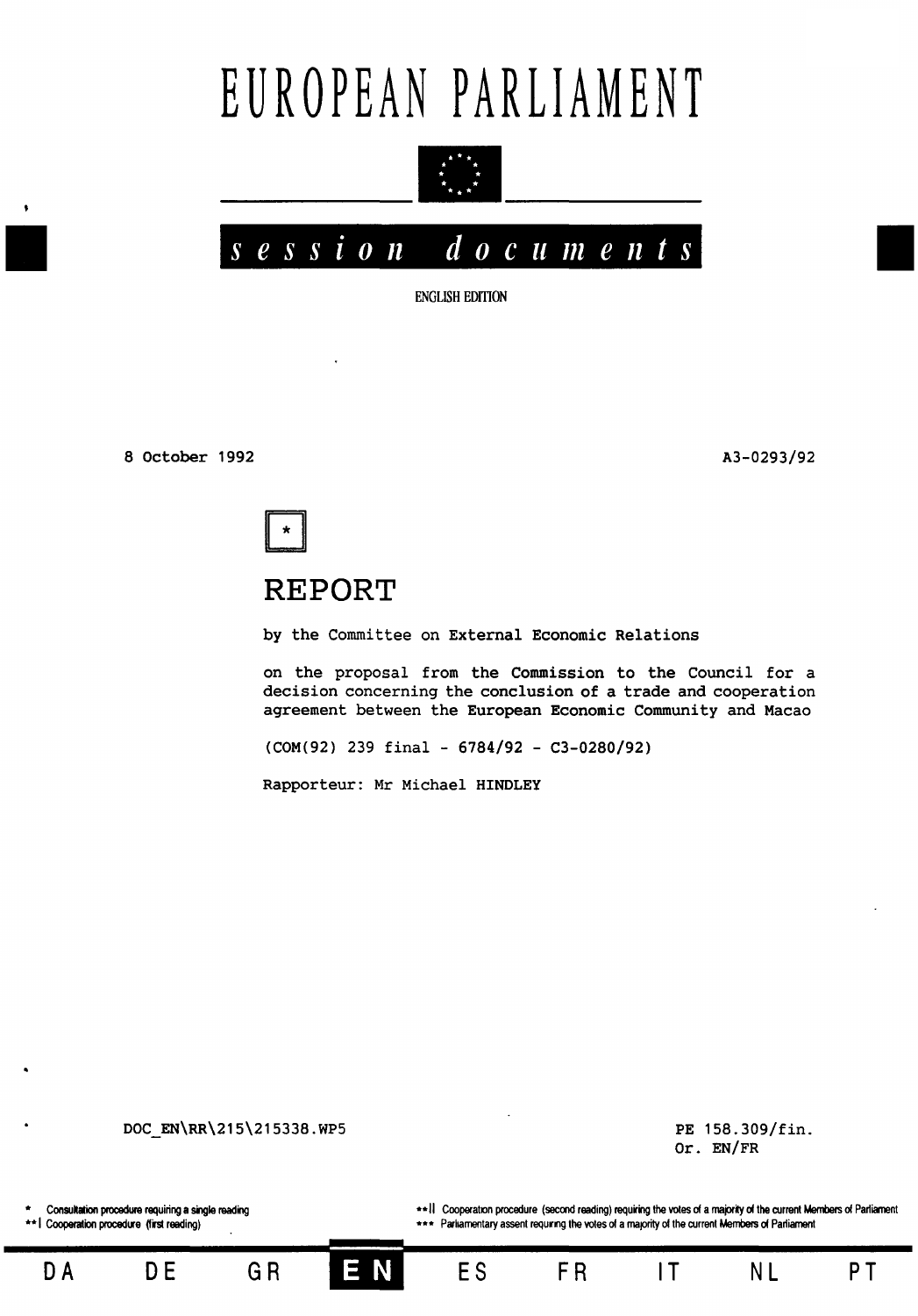# EUROPEAN PARLIAMENT

*session documents*

ENGLISH EDITION

8 October 1992

A3-0293/92

*

## REPORT

by the Committee on External Economic Relations

on the proposal from the Commission to the Council for a decision concerning the conclusion of a trade and cooperation agreement between the European Economic Community and Macao

(COM(92) 239 final - 6784/92 - C3-0280/92)

Rapporteur: Mr Michael HINDLEY

DOC_EN\RR\215\215338.WP5

PE 158.309/fin.
Or. EN/FR

\* Consultation procedure requiring a single reading
\*\*I Cooperation procedure (first reading)
\*\*II Cooperation procedure (second reading) requiring the votes of a majority of the current Members of Parliament
\*\*\* Parliamentary assent requiring the votes of a majority of the current Members of Parliament

DA DE GR **EN** ES FR IT NL PT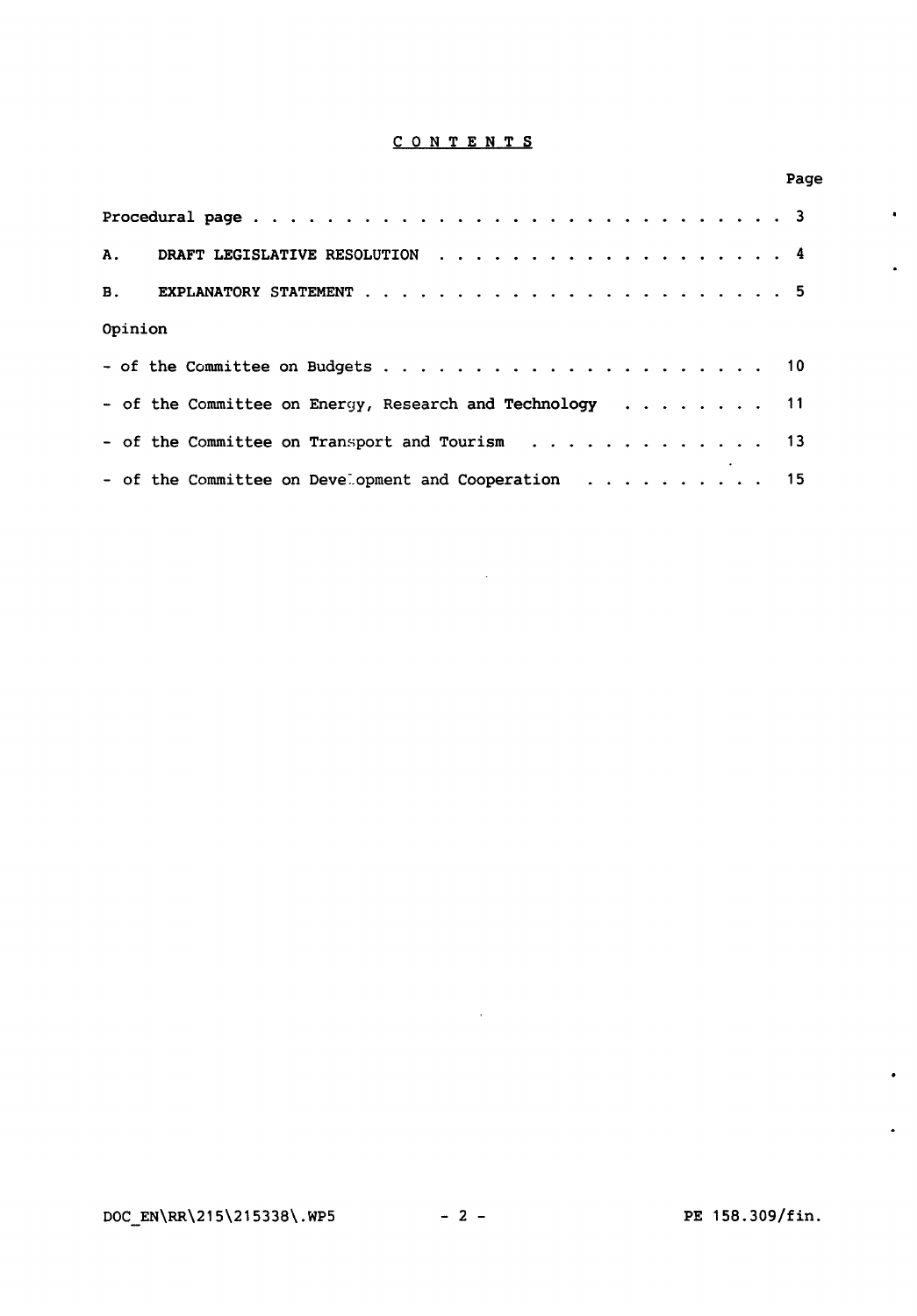# CONTENTS

| | Page |
|---|---|
| Procedural page | 3 |
| A. DRAFT LEGISLATIVE RESOLUTION | 4 |
| B. EXPLANATORY STATEMENT | 5 |
| Opinion | |
| - of the Committee on Budgets | 10 |
| - of the Committee on Energy, Research and Technology | 11 |
| - of the Committee on Transport and Tourism | 13 |
| - of the Committee on Development and Cooperation | 15 |

DOC_EN\RR\215\215338\.WP5

PE 158.309/fin.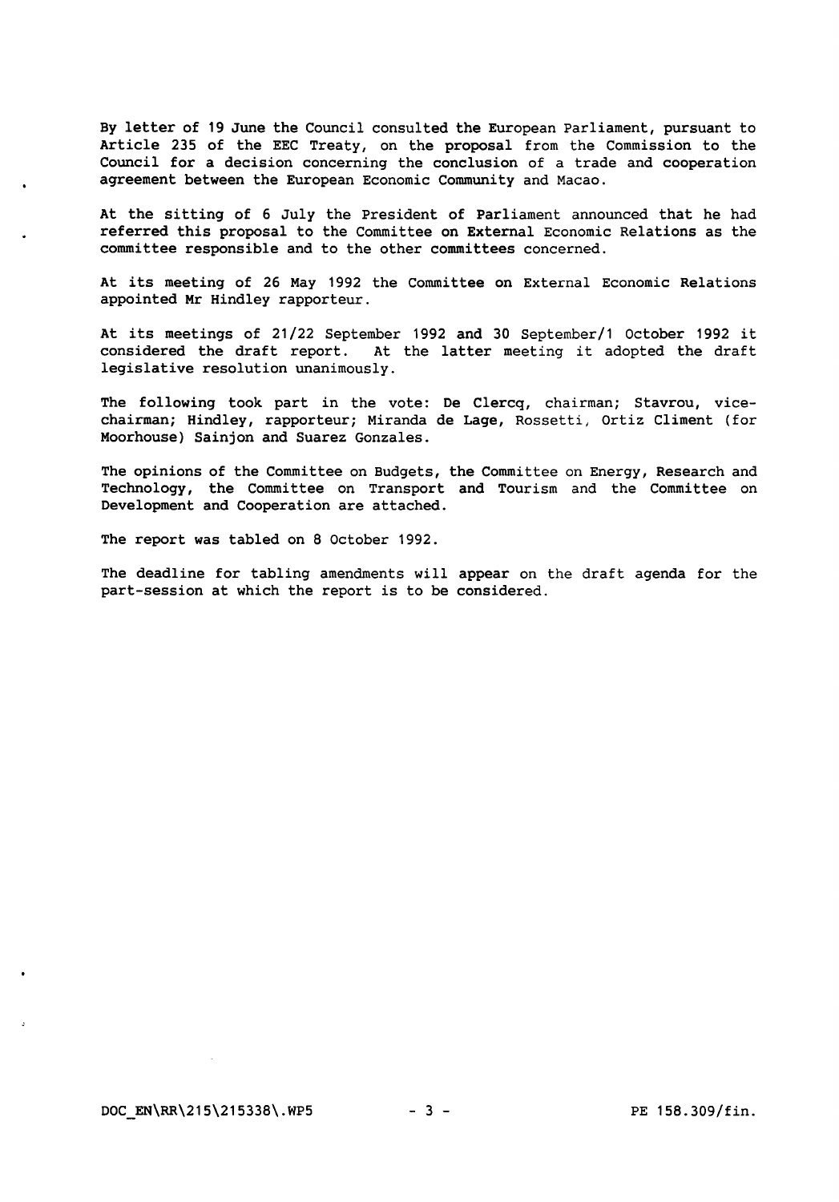By letter of 19 June the Council consulted the European Parliament, pursuant to Article 235 of the EEC Treaty, on the proposal from the Commission to the Council for a decision concerning the conclusion of a trade and cooperation agreement between the European Economic Community and Macao.

At the sitting of 6 July the President of Parliament announced that he had referred this proposal to the Committee on External Economic Relations as the committee responsible and to the other committees concerned.

At its meeting of 26 May 1992 the Committee on External Economic Relations appointed Mr Hindley rapporteur.

At its meetings of 21/22 September 1992 and 30 September/1 October 1992 it considered the draft report. At the latter meeting it adopted the draft legislative resolution unanimously.

The following took part in the vote: De Clercq, chairman; Stavrou, vice-chairman; Hindley, rapporteur; Miranda de Lage, Rossetti, Ortiz Climent (for Moorhouse) Sainjon and Suarez Gonzales.

The opinions of the Committee on Budgets, the Committee on Energy, Research and Technology, the Committee on Transport and Tourism and the Committee on Development and Cooperation are attached.

The report was tabled on 8 October 1992.

The deadline for tabling amendments will appear on the draft agenda for the part-session at which the report is to be considered.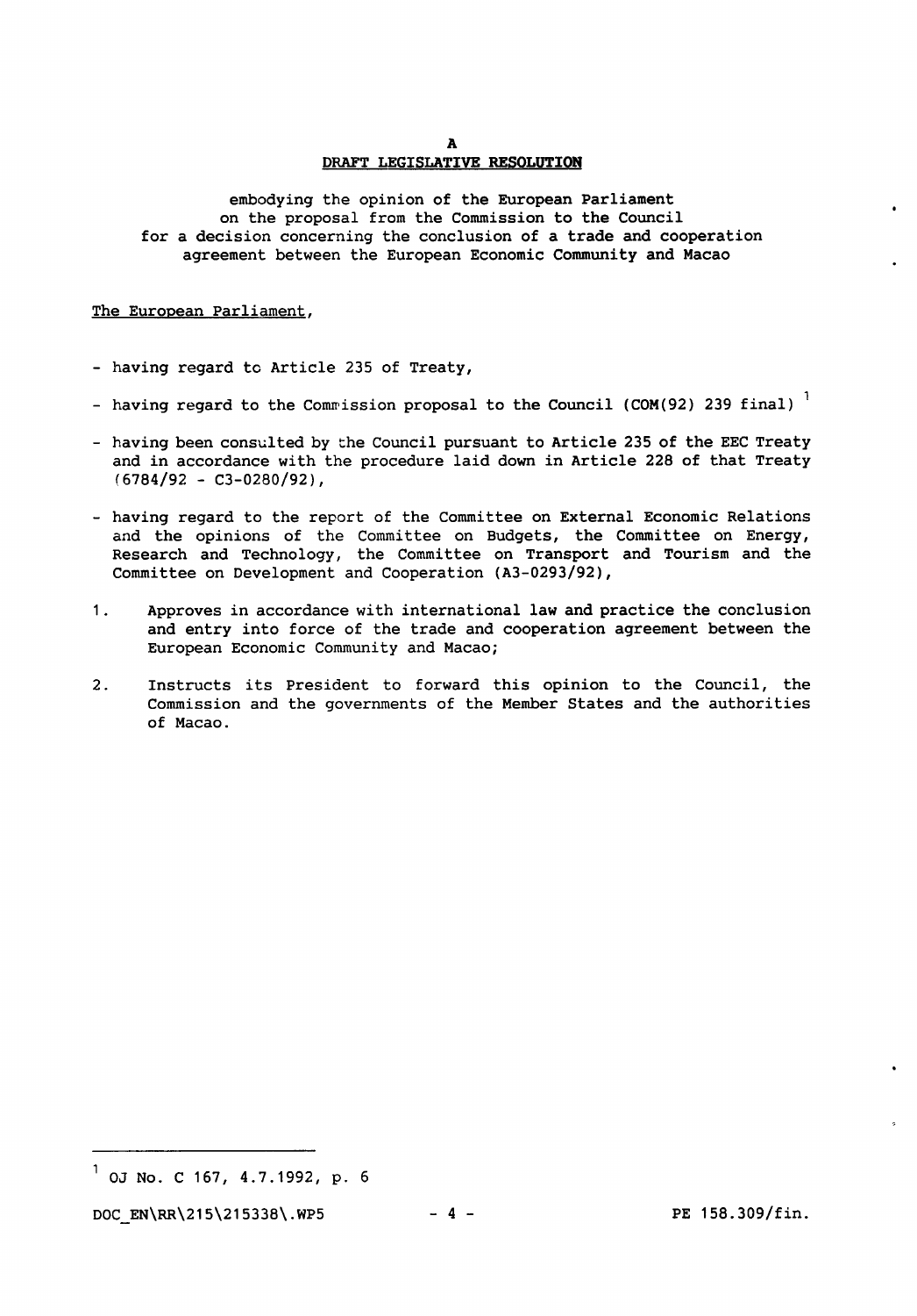**A**

**DRAFT LEGISLATIVE RESOLUTION**

embodying the opinion of the European Parliament on the proposal from the Commission to the Council for a decision concerning the conclusion of a trade and cooperation agreement between the European Economic Community and Macao

The European Parliament,

- having regard to Article 235 of Treaty,
- having regard to the Commission proposal to the Council (COM(92) 239 final) [1]
- having been consulted by the Council pursuant to Article 235 of the EEC Treaty and in accordance with the procedure laid down in Article 228 of that Treaty (6784/92 - C3-0280/92),
- having regard to the report of the Committee on External Economic Relations and the opinions of the Committee on Budgets, the Committee on Energy, Research and Technology, the Committee on Transport and Tourism and the Committee on Development and Cooperation (A3-0293/92),

1. Approves in accordance with international law and practice the conclusion and entry into force of the trade and cooperation agreement between the European Economic Community and Macao;

2. Instructs its President to forward this opinion to the Council, the Commission and the governments of the Member States and the authorities of Macao.

---

[1] OJ No. C 167, 4.7.1992, p. 6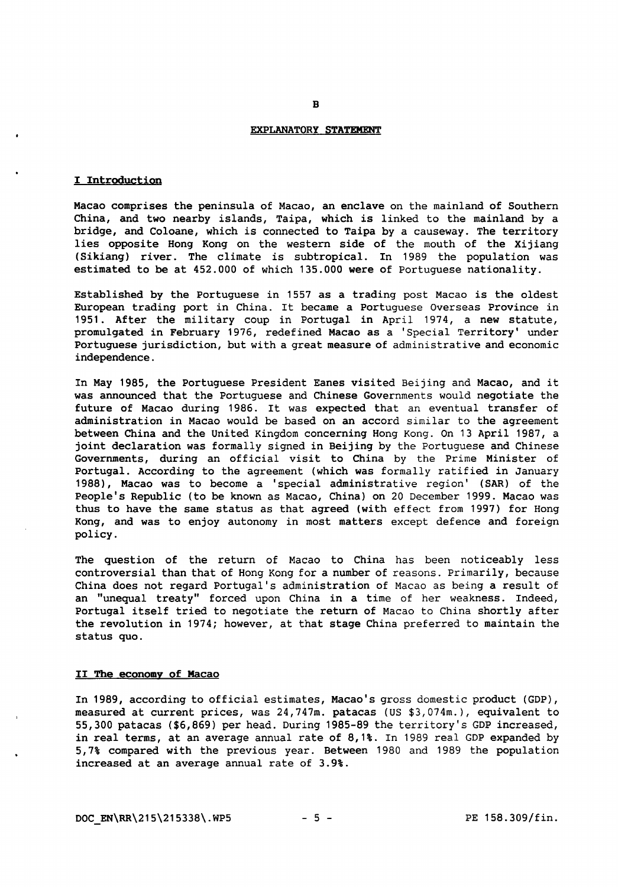B

## EXPLANATORY STATEMENT

### I Introduction

Macao comprises the peninsula of Macao, an enclave on the mainland of Southern China, and two nearby islands, Taipa, which is linked to the mainland by a bridge, and Coloane, which is connected to Taipa by a causeway. The territory lies opposite Hong Kong on the western side of the mouth of the Xijiang (Sikiang) river. The climate is subtropical. In 1989 the population was estimated to be at 452.000 of which 135.000 were of Portuguese nationality.

Established by the Portuguese in 1557 as a trading post Macao is the oldest European trading port in China. It became a Portuguese Overseas Province in 1951. After the military coup in Portugal in April 1974, a new statute, promulgated in February 1976, redefined Macao as a 'Special Territory' under Portuguese jurisdiction, but with a great measure of administrative and economic independence.

In May 1985, the Portuguese President Eanes visited Beijing and Macao, and it was announced that the Portuguese and Chinese Governments would negotiate the future of Macao during 1986. It was expected that an eventual transfer of administration in Macao would be based on an accord similar to the agreement between China and the United Kingdom concerning Hong Kong. On 13 April 1987, a joint declaration was formally signed in Beijing by the Portuguese and Chinese Governments, during an official visit to China by the Prime Minister of Portugal. According to the agreement (which was formally ratified in January 1988), Macao was to become a 'special administrative region' (SAR) of the People's Republic (to be known as Macao, China) on 20 December 1999. Macao was thus to have the same status as that agreed (with effect from 1997) for Hong Kong, and was to enjoy autonomy in most matters except defence and foreign policy.

The question of the return of Macao to China has been noticeably less controversial than that of Hong Kong for a number of reasons. Primarily, because China does not regard Portugal's administration of Macao as being a result of an "unequal treaty" forced upon China in a time of her weakness. Indeed, Portugal itself tried to negotiate the return of Macao to China shortly after the revolution in 1974; however, at that stage China preferred to maintain the status quo.

### II The economy of Macao

In 1989, according to official estimates, Macao's gross domestic product (GDP), measured at current prices, was 24,747m. patacas (US $3,074m.), equivalent to 55,300 patacas ($6,869) per head. During 1985-89 the territory's GDP increased, in real terms, at an average annual rate of 8,1%. In 1989 real GDP expanded by 5,7% compared with the previous year. Between 1980 and 1989 the population increased at an average annual rate of 3.9%.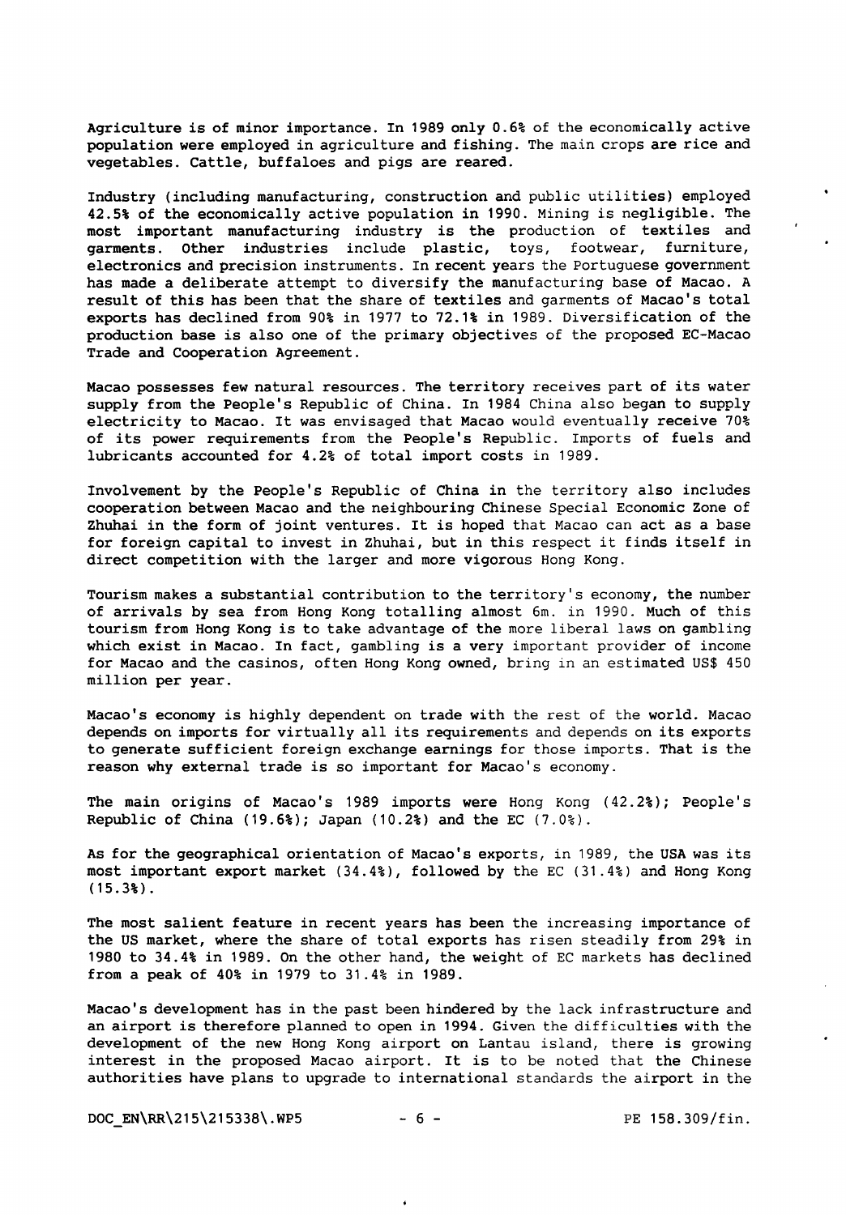Agriculture is of minor importance. In 1989 only 0.6% of the economically active population were employed in agriculture and fishing. The main crops are rice and vegetables. Cattle, buffaloes and pigs are reared.

Industry (including manufacturing, construction and public utilities) employed 42.5% of the economically active population in 1990. Mining is negligible. The most important manufacturing industry is the production of textiles and garments. Other industries include plastic, toys, footwear, furniture, electronics and precision instruments. In recent years the Portuguese government has made a deliberate attempt to diversify the manufacturing base of Macao. A result of this has been that the share of textiles and garments of Macao's total exports has declined from 90% in 1977 to 72.1% in 1989. Diversification of the production base is also one of the primary objectives of the proposed EC-Macao Trade and Cooperation Agreement.

Macao possesses few natural resources. The territory receives part of its water supply from the People's Republic of China. In 1984 China also began to supply electricity to Macao. It was envisaged that Macao would eventually receive 70% of its power requirements from the People's Republic. Imports of fuels and lubricants accounted for 4.2% of total import costs in 1989.

Involvement by the People's Republic of China in the territory also includes cooperation between Macao and the neighbouring Chinese Special Economic Zone of Zhuhai in the form of joint ventures. It is hoped that Macao can act as a base for foreign capital to invest in Zhuhai, but in this respect it finds itself in direct competition with the larger and more vigorous Hong Kong.

Tourism makes a substantial contribution to the territory's economy, the number of arrivals by sea from Hong Kong totalling almost 6m. in 1990. Much of this tourism from Hong Kong is to take advantage of the more liberal laws on gambling which exist in Macao. In fact, gambling is a very important provider of income for Macao and the casinos, often Hong Kong owned, bring in an estimated US$ 450 million per year.

Macao's economy is highly dependent on trade with the rest of the world. Macao depends on imports for virtually all its requirements and depends on its exports to generate sufficient foreign exchange earnings for those imports. That is the reason why external trade is so important for Macao's economy.

The main origins of Macao's 1989 imports were Hong Kong (42.2%); People's Republic of China (19.6%); Japan (10.2%) and the EC (7.0%).

As for the geographical orientation of Macao's exports, in 1989, the USA was its most important export market (34.4%), followed by the EC (31.4%) and Hong Kong (15.3%).

The most salient feature in recent years has been the increasing importance of the US market, where the share of total exports has risen steadily from 29% in 1980 to 34.4% in 1989. On the other hand, the weight of EC markets has declined from a peak of 40% in 1979 to 31.4% in 1989.

Macao's development has in the past been hindered by the lack infrastructure and an airport is therefore planned to open in 1994. Given the difficulties with the development of the new Hong Kong airport on Lantau island, there is growing interest in the proposed Macao airport. It is to be noted that the Chinese authorities have plans to upgrade to international standards the airport in the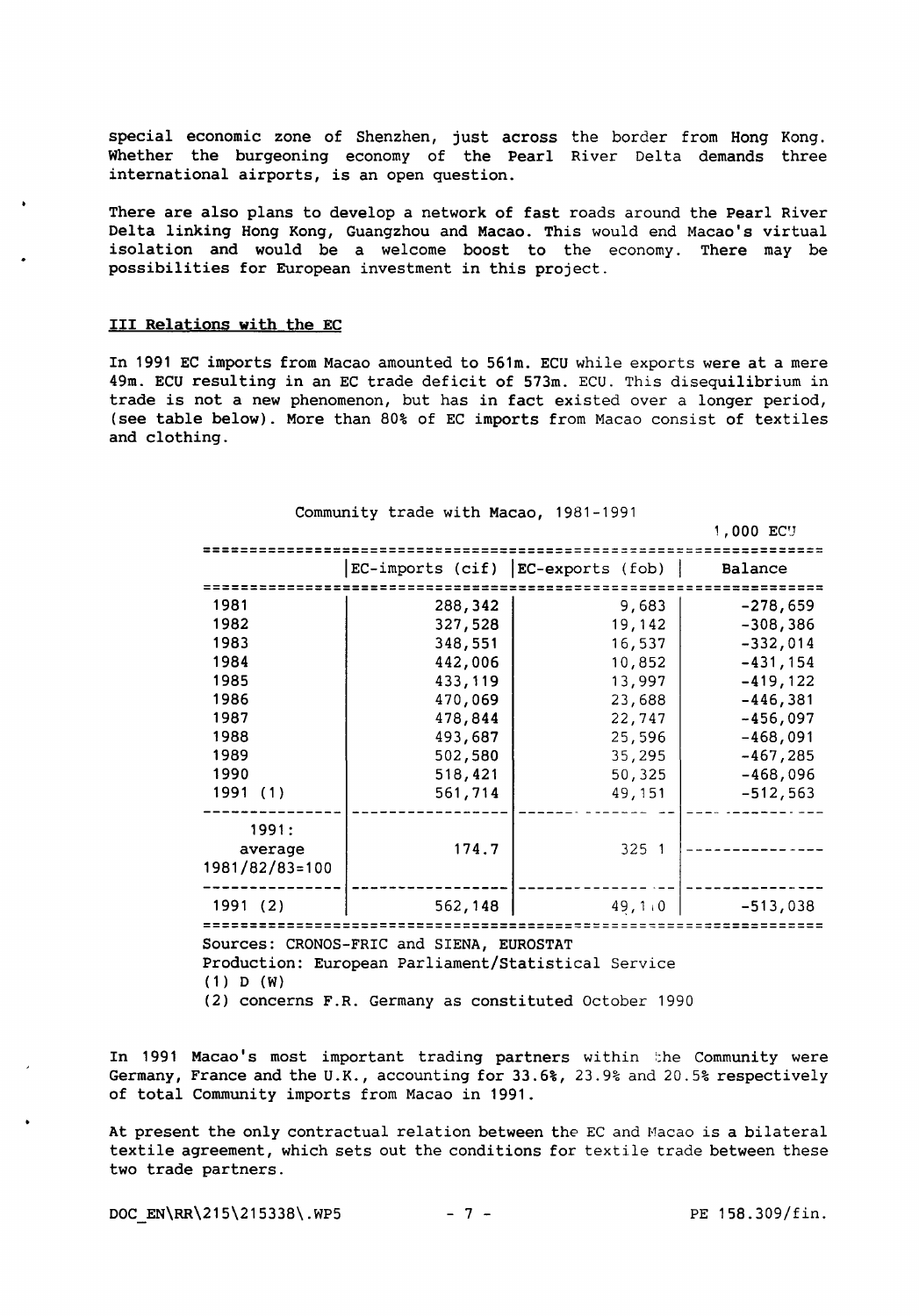special economic zone of Shenzhen, just across the border from Hong Kong. Whether the burgeoning economy of the Pearl River Delta demands three international airports, is an open question.

There are also plans to develop a network of fast roads around the Pearl River Delta linking Hong Kong, Guangzhou and Macao. This would end Macao's virtual isolation and would be a welcome boost to the economy. There may be possibilities for European investment in this project.

## III Relations with the EC

In 1991 EC imports from Macao amounted to 561m. ECU while exports were at a mere 49m. ECU resulting in an EC trade deficit of 573m. ECU. This disequilibrium in trade is not a new phenomenon, but has in fact existed over a longer period, (see table below). More than 80% of EC imports from Macao consist of textiles and clothing.

Community trade with Macao, 1981-1991

1,000 ECU

| | EC-imports (cif) | EC-exports (fob) | Balance |
|---|---|---|---|
| 1981 | 288,342 | 9,683 | -278,659 |
| 1982 | 327,528 | 19,142 | -308,386 |
| 1983 | 348,551 | 16,537 | -332,014 |
| 1984 | 442,006 | 10,852 | -431,154 |
| 1985 | 433,119 | 13,997 | -419,122 |
| 1986 | 470,069 | 23,688 | -446,381 |
| 1987 | 478,844 | 22,747 | -456,097 |
| 1988 | 493,687 | 25,596 | -468,091 |
| 1989 | 502,580 | 35,295 | -467,285 |
| 1990 | 518,421 | 50,325 | -468,096 |
| 1991 (1) | 561,714 | 49,151 | -512,563 |
| 1991: average 1981/82/83=100 | 174.7 | 325 1 | --------------- |
| 1991 (2) | 562,148 | 49,110 | -513,038 |

Sources: CRONOS-FRIC and SIENA, EUROSTAT
Production: European Parliament/Statistical Service
(1) D (W)
(2) concerns F.R. Germany as constituted October 1990

In 1991 Macao's most important trading partners within the Community were Germany, France and the U.K., accounting for 33.6%, 23.9% and 20.5% respectively of total Community imports from Macao in 1991.

At present the only contractual relation between the EC and Macao is a bilateral textile agreement, which sets out the conditions for textile trade between these two trade partners.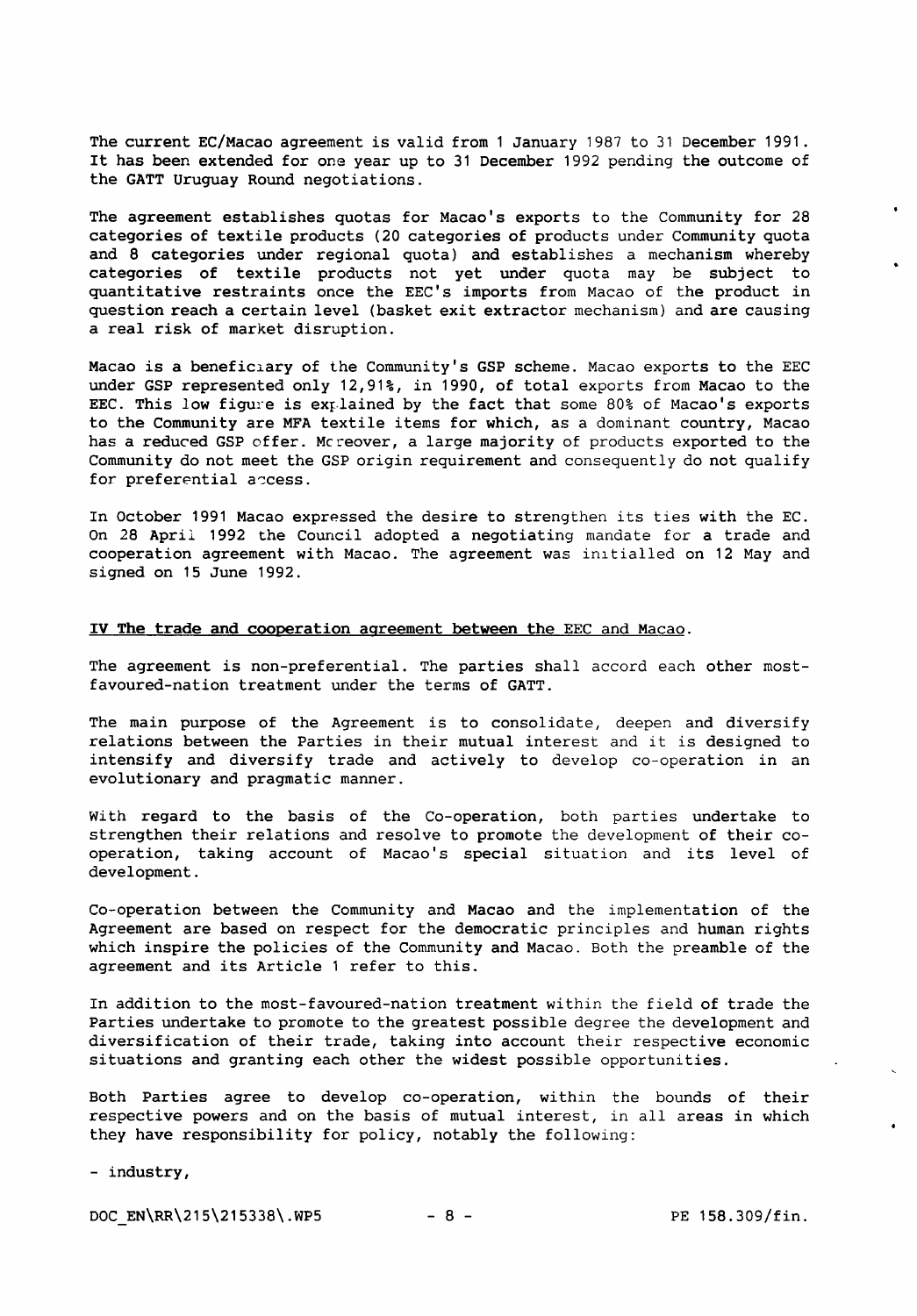The current EC/Macao agreement is valid from 1 January 1987 to 31 December 1991. It has been extended for one year up to 31 December 1992 pending the outcome of the GATT Uruguay Round negotiations.

The agreement establishes quotas for Macao's exports to the Community for 28 categories of textile products (20 categories of products under Community quota and 8 categories under regional quota) and establishes a mechanism whereby categories of textile products not yet under quota may be subject to quantitative restraints once the EEC's imports from Macao of the product in question reach a certain level (basket exit extractor mechanism) and are causing a real risk of market disruption.

Macao is a beneficiary of the Community's GSP scheme. Macao exports to the EEC under GSP represented only 12,91%, in 1990, of total exports from Macao to the EEC. This low figure is explained by the fact that some 80% of Macao's exports to the Community are MFA textile items for which, as a dominant country, Macao has a reduced GSP offer. Moreover, a large majority of products exported to the Community do not meet the GSP origin requirement and consequently do not qualify for preferential access.

In October 1991 Macao expressed the desire to strengthen its ties with the EC. On 28 April 1992 the Council adopted a negotiating mandate for a trade and cooperation agreement with Macao. The agreement was initialled on 12 May and signed on 15 June 1992.

## IV The trade and cooperation agreement between the EEC and Macao.

The agreement is non-preferential. The parties shall accord each other most-favoured-nation treatment under the terms of GATT.

The main purpose of the Agreement is to consolidate, deepen and diversify relations between the Parties in their mutual interest and it is designed to intensify and diversify trade and actively to develop co-operation in an evolutionary and pragmatic manner.

With regard to the basis of the Co-operation, both parties undertake to strengthen their relations and resolve to promote the development of their co-operation, taking account of Macao's special situation and its level of development.

Co-operation between the Community and Macao and the implementation of the Agreement are based on respect for the democratic principles and human rights which inspire the policies of the Community and Macao. Both the preamble of the agreement and its Article 1 refer to this.

In addition to the most-favoured-nation treatment within the field of trade the Parties undertake to promote to the greatest possible degree the development and diversification of their trade, taking into account their respective economic situations and granting each other the widest possible opportunities.

Both Parties agree to develop co-operation, within the bounds of their respective powers and on the basis of mutual interest, in all areas in which they have responsibility for policy, notably the following:

- industry,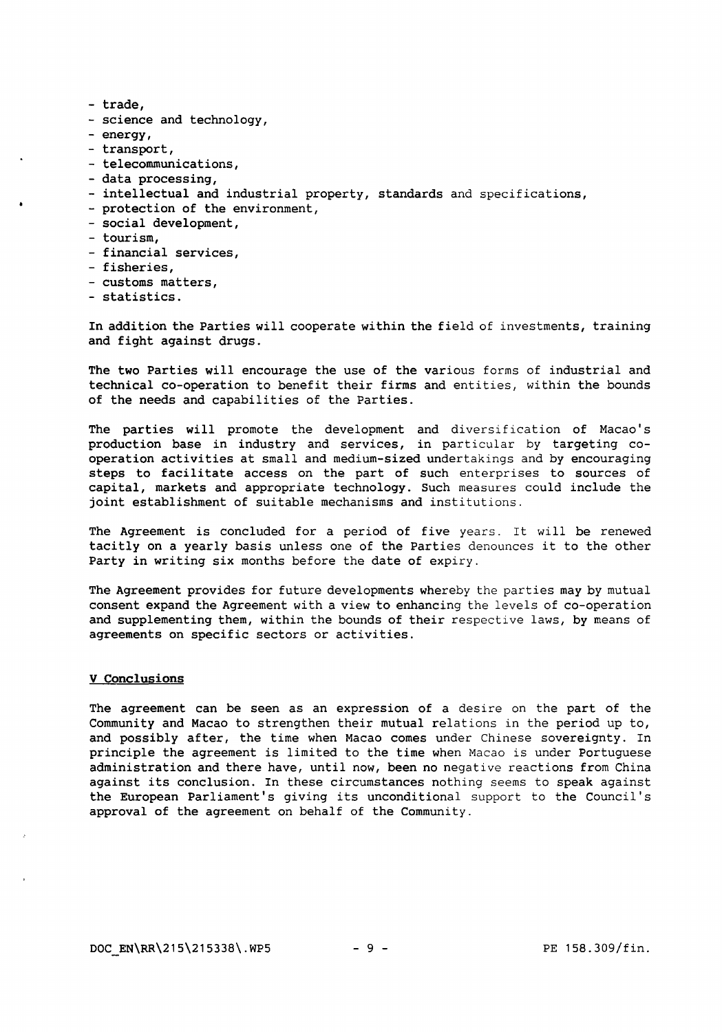- trade,
- science and technology,
- energy,
- transport,
- telecommunications,
- data processing,
- intellectual and industrial property, standards and specifications,
- protection of the environment,
- social development,
- tourism,
- financial services,
- fisheries,
- customs matters,
- statistics.

In addition the Parties will cooperate within the field of investments, training and fight against drugs.

The two Parties will encourage the use of the various forms of industrial and technical co-operation to benefit their firms and entities, within the bounds of the needs and capabilities of the Parties.

The parties will promote the development and diversification of Macao's production base in industry and services, in particular by targeting co-operation activities at small and medium-sized undertakings and by encouraging steps to facilitate access on the part of such enterprises to sources of capital, markets and appropriate technology. Such measures could include the joint establishment of suitable mechanisms and institutions.

The Agreement is concluded for a period of five years. It will be renewed tacitly on a yearly basis unless one of the Parties denounces it to the other Party in writing six months before the date of expiry.

The Agreement provides for future developments whereby the parties may by mutual consent expand the Agreement with a view to enhancing the levels of co-operation and supplementing them, within the bounds of their respective laws, by means of agreements on specific sectors or activities.

## V Conclusions

The agreement can be seen as an expression of a desire on the part of the Community and Macao to strengthen their mutual relations in the period up to, and possibly after, the time when Macao comes under Chinese sovereignty. In principle the agreement is limited to the time when Macao is under Portuguese administration and there have, until now, been no negative reactions from China against its conclusion. In these circumstances nothing seems to speak against the European Parliament's giving its unconditional support to the Council's approval of the agreement on behalf of the Community.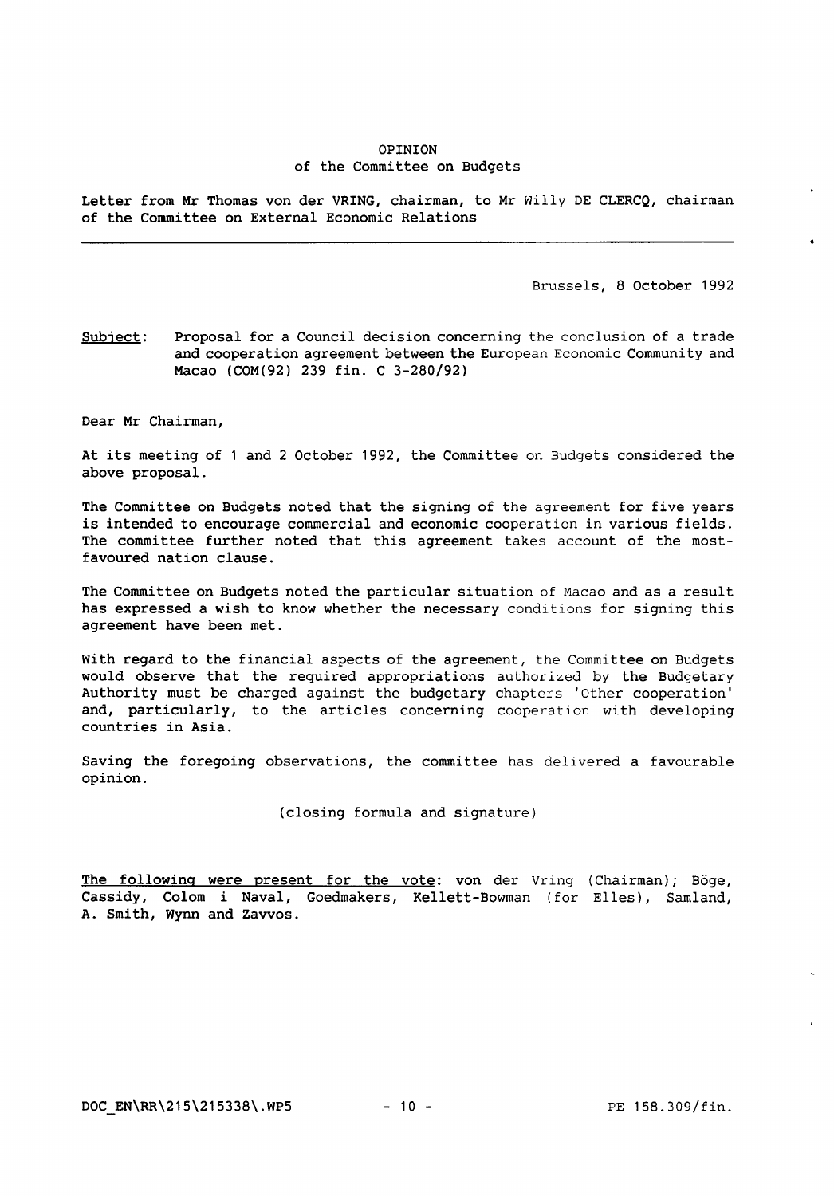# OPINION
## of the Committee on Budgets

**Letter from Mr Thomas von der VRING, chairman, to Mr Willy DE CLERCQ, chairman of the Committee on External Economic Relations**

---

Brussels, 8 October 1992

<u>Subject</u>: Proposal for a Council decision concerning the conclusion of a trade and cooperation agreement between the European Economic Community and Macao (COM(92) 239 fin. C 3-280/92)

Dear Mr Chairman,

At its meeting of 1 and 2 October 1992, the Committee on Budgets considered the above proposal.

The Committee on Budgets noted that the signing of the agreement for five years is intended to encourage commercial and economic cooperation in various fields. The committee further noted that this agreement takes account of the most-favoured nation clause.

The Committee on Budgets noted the particular situation of Macao and as a result has expressed a wish to know whether the necessary conditions for signing this agreement have been met.

With regard to the financial aspects of the agreement, the Committee on Budgets would observe that the required appropriations authorized by the Budgetary Authority must be charged against the budgetary chapters 'Other cooperation' and, particularly, to the articles concerning cooperation with developing countries in Asia.

Saving the foregoing observations, the committee has delivered a favourable opinion.

(closing formula and signature)

<u>The following were present for the vote</u>: von der Vring (Chairman); Böge, Cassidy, Colom i Naval, Goedmakers, Kellett-Bowman (for Elles), Samland, A. Smith, Wynn and Zavvos.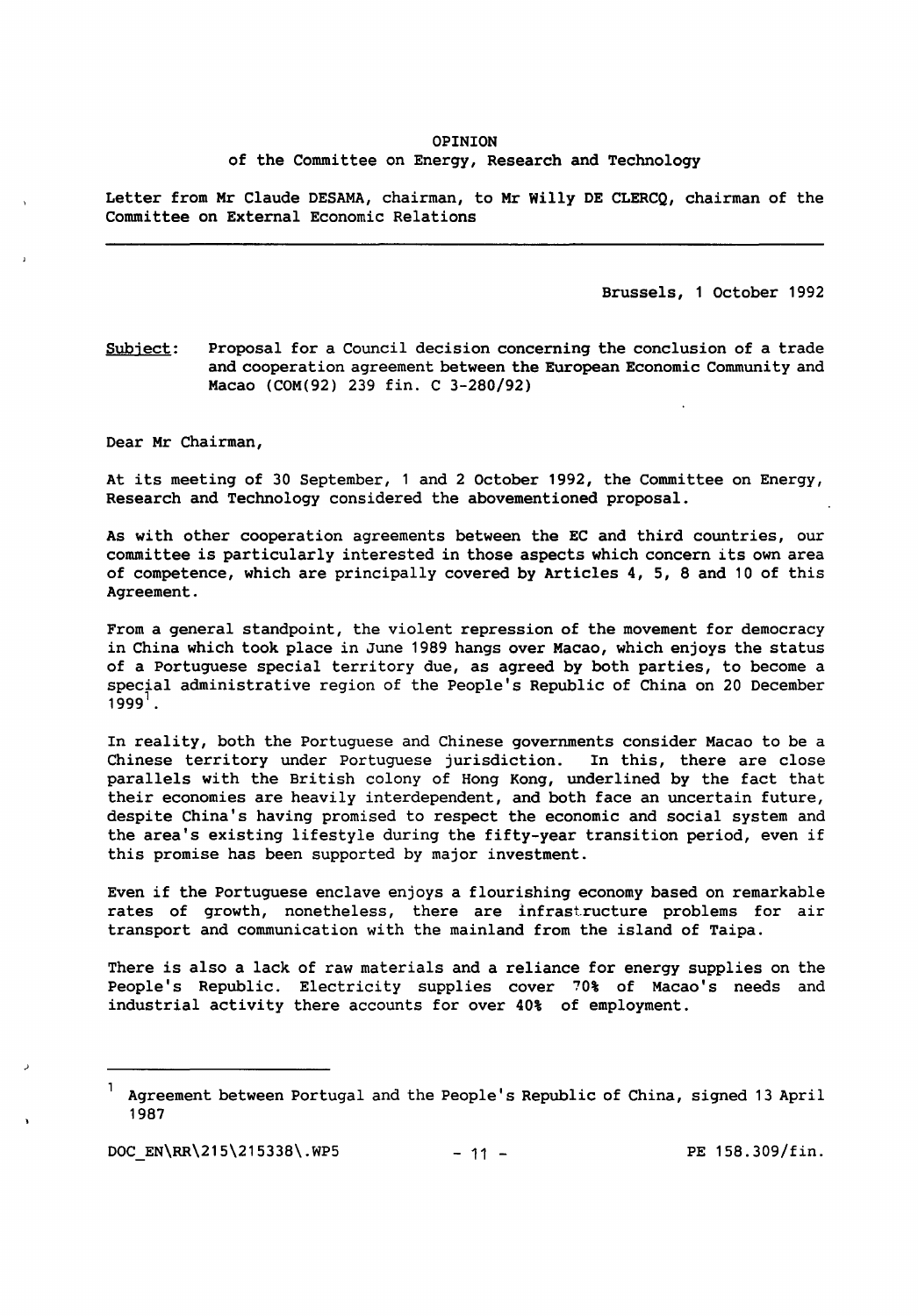# OPINION

of the Committee on Energy, Research and Technology

Letter from Mr Claude DESAMA, chairman, to Mr Willy DE CLERCQ, chairman of the Committee on External Economic Relations

---

Brussels, 1 October 1992

Subject: Proposal for a Council decision concerning the conclusion of a trade and cooperation agreement between the European Economic Community and Macao (COM(92) 239 fin. C 3-280/92)

Dear Mr Chairman,

At its meeting of 30 September, 1 and 2 October 1992, the Committee on Energy, Research and Technology considered the abovementioned proposal.

As with other cooperation agreements between the EC and third countries, our committee is particularly interested in those aspects which concern its own area of competence, which are principally covered by Articles 4, 5, 8 and 10 of this Agreement.

From a general standpoint, the violent repression of the movement for democracy in China which took place in June 1989 hangs over Macao, which enjoys the status of a Portuguese special territory due, as agreed by both parties, to become a special administrative region of the People's Republic of China on 20 December 1999[1].

In reality, both the Portuguese and Chinese governments consider Macao to be a Chinese territory under Portuguese jurisdiction. In this, there are close parallels with the British colony of Hong Kong, underlined by the fact that their economies are heavily interdependent, and both face an uncertain future, despite China's having promised to respect the economic and social system and the area's existing lifestyle during the fifty-year transition period, even if this promise has been supported by major investment.

Even if the Portuguese enclave enjoys a flourishing economy based on remarkable rates of growth, nonetheless, there are infrastructure problems for air transport and communication with the mainland from the island of Taipa.

There is also a lack of raw materials and a reliance for energy supplies on the People's Republic. Electricity supplies cover 70% of Macao's needs and industrial activity there accounts for over 40% of employment.

---

[1] Agreement between Portugal and the People's Republic of China, signed 13 April 1987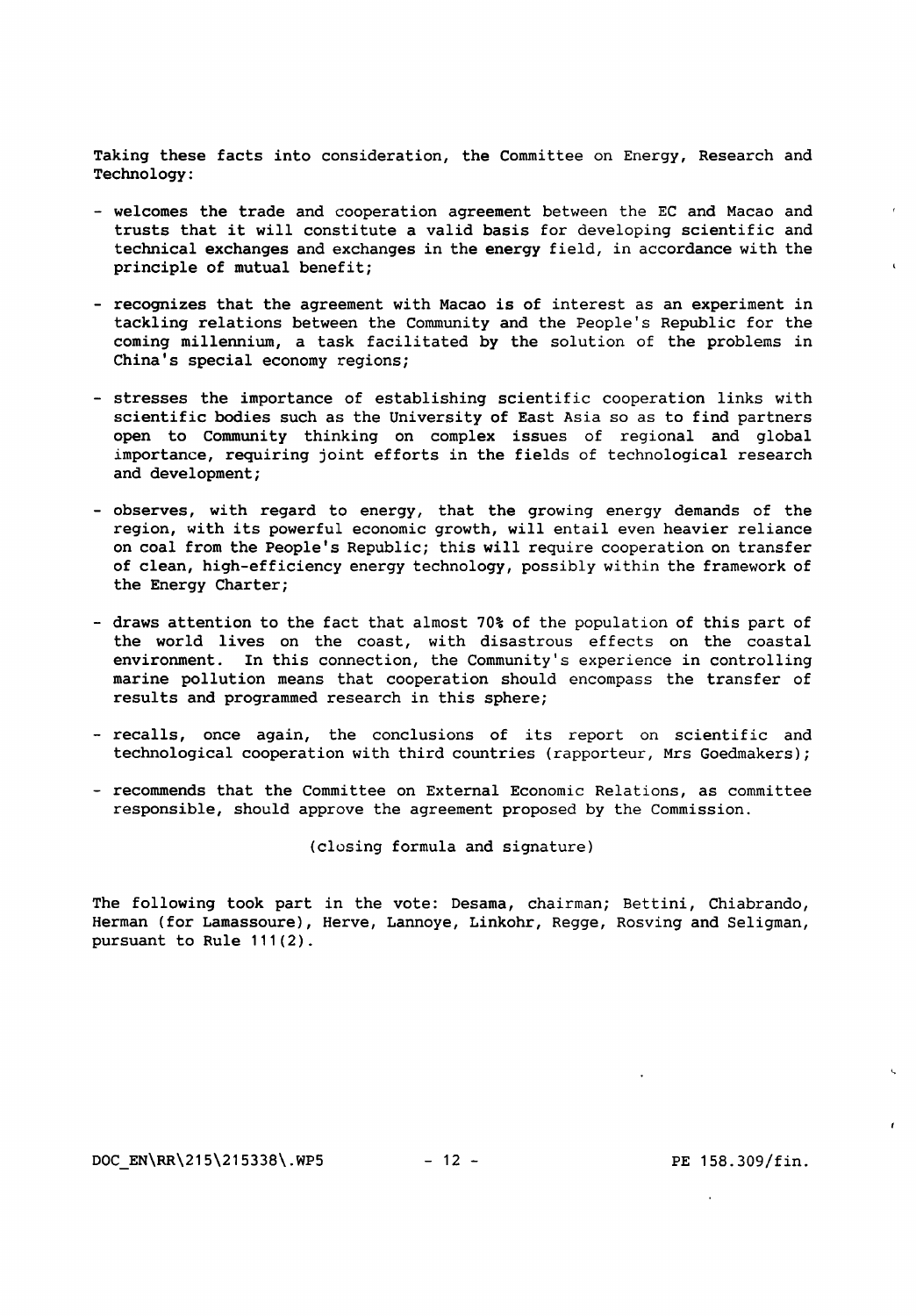Taking these facts into consideration, the Committee on Energy, Research and Technology:

- welcomes the trade and cooperation agreement between the EC and Macao and trusts that it will constitute a valid basis for developing scientific and technical exchanges and exchanges in the energy field, in accordance with the principle of mutual benefit;

- recognizes that the agreement with Macao is of interest as an experiment in tackling relations between the Community and the People's Republic for the coming millennium, a task facilitated by the solution of the problems in China's special economy regions;

- stresses the importance of establishing scientific cooperation links with scientific bodies such as the University of East Asia so as to find partners open to Community thinking on complex issues of regional and global importance, requiring joint efforts in the fields of technological research and development;

- observes, with regard to energy, that the growing energy demands of the region, with its powerful economic growth, will entail even heavier reliance on coal from the People's Republic; this will require cooperation on transfer of clean, high-efficiency energy technology, possibly within the framework of the Energy Charter;

- draws attention to the fact that almost 70% of the population of this part of the world lives on the coast, with disastrous effects on the coastal environment. In this connection, the Community's experience in controlling marine pollution means that cooperation should encompass the transfer of results and programmed research in this sphere;

- recalls, once again, the conclusions of its report on scientific and technological cooperation with third countries (rapporteur, Mrs Goedmakers);

- recommends that the Committee on External Economic Relations, as committee responsible, should approve the agreement proposed by the Commission.

(closing formula and signature)

The following took part in the vote: Desama, chairman; Bettini, Chiabrando, Herman (for Lamassoure), Herve, Lannoye, Linkohr, Regge, Rosving and Seligman, pursuant to Rule 111(2).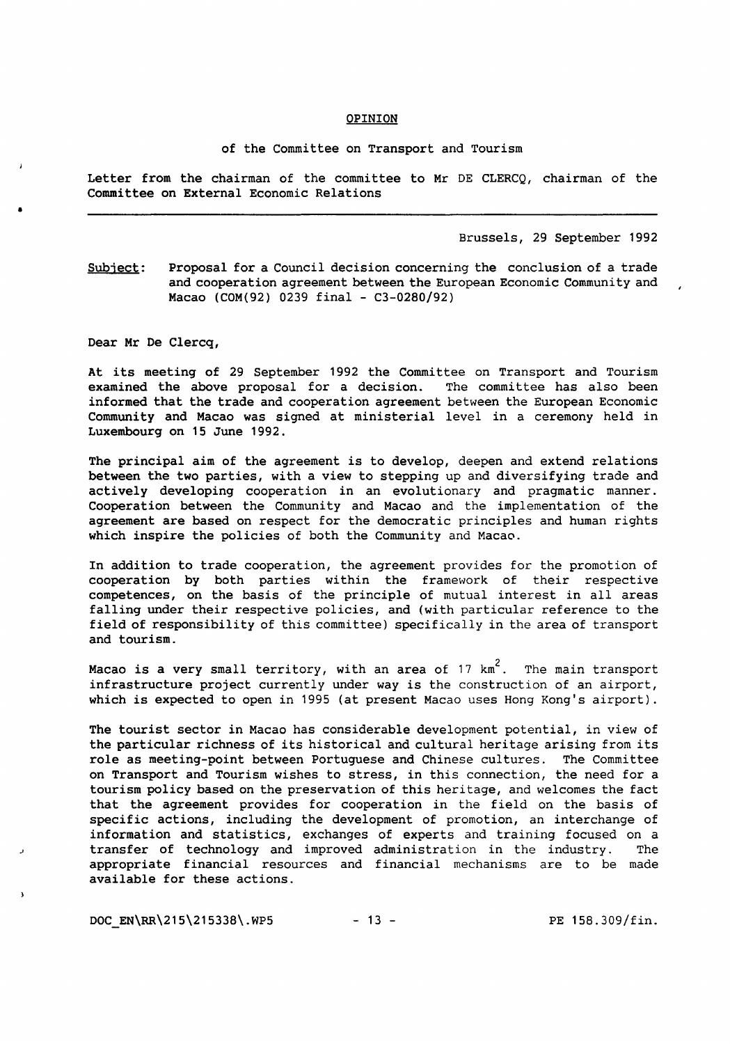# OPINION

of the Committee on Transport and Tourism

Letter from the chairman of the committee to Mr DE CLERCQ, chairman of the Committee on External Economic Relations

---

Brussels, 29 September 1992

Subject: Proposal for a Council decision concerning the conclusion of a trade and cooperation agreement between the European Economic Community and Macao (COM(92) 0239 final - C3-0280/92)

Dear Mr De Clercq,

At its meeting of 29 September 1992 the Committee on Transport and Tourism examined the above proposal for a decision. The committee has also been informed that the trade and cooperation agreement between the European Economic Community and Macao was signed at ministerial level in a ceremony held in Luxembourg on 15 June 1992.

The principal aim of the agreement is to develop, deepen and extend relations between the two parties, with a view to stepping up and diversifying trade and actively developing cooperation in an evolutionary and pragmatic manner. Cooperation between the Community and Macao and the implementation of the agreement are based on respect for the democratic principles and human rights which inspire the policies of both the Community and Macao.

In addition to trade cooperation, the agreement provides for the promotion of cooperation by both parties within the framework of their respective competences, on the basis of the principle of mutual interest in all areas falling under their respective policies, and (with particular reference to the field of responsibility of this committee) specifically in the area of transport and tourism.

Macao is a very small territory, with an area of 17 $km^2$. The main transport infrastructure project currently under way is the construction of an airport, which is expected to open in 1995 (at present Macao uses Hong Kong's airport).

The tourist sector in Macao has considerable development potential, in view of the particular richness of its historical and cultural heritage arising from its role as meeting-point between Portuguese and Chinese cultures. The Committee on Transport and Tourism wishes to stress, in this connection, the need for a tourism policy based on the preservation of this heritage, and welcomes the fact that the agreement provides for cooperation in the field on the basis of specific actions, including the development of promotion, an interchange of information and statistics, exchanges of experts and training focused on a transfer of technology and improved administration in the industry. The appropriate financial resources and financial mechanisms are to be made available for these actions.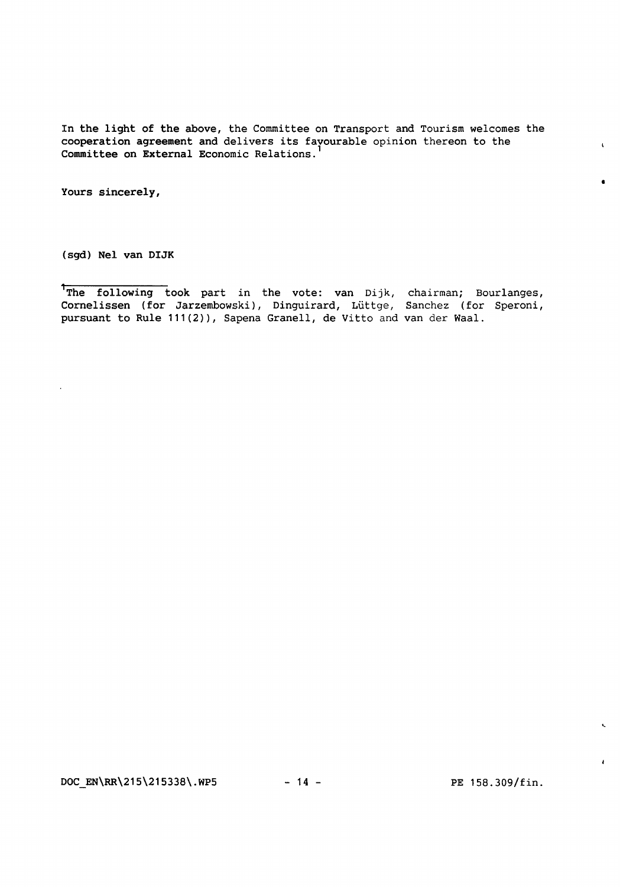In the light of the above, the Committee on Transport and Tourism welcomes the cooperation agreement and delivers its favourable opinion thereon to the Committee on External Economic Relations.[1]

Yours sincerely,

(sgd) Nel van DIJK

---

[1] The following took part in the vote: van Dijk, chairman; Bourlanges, Cornelissen (for Jarzembowski), Dinguirard, Lüttge, Sanchez (for Speroni, pursuant to Rule 111(2)), Sapena Granell, de Vitto and van der Waal.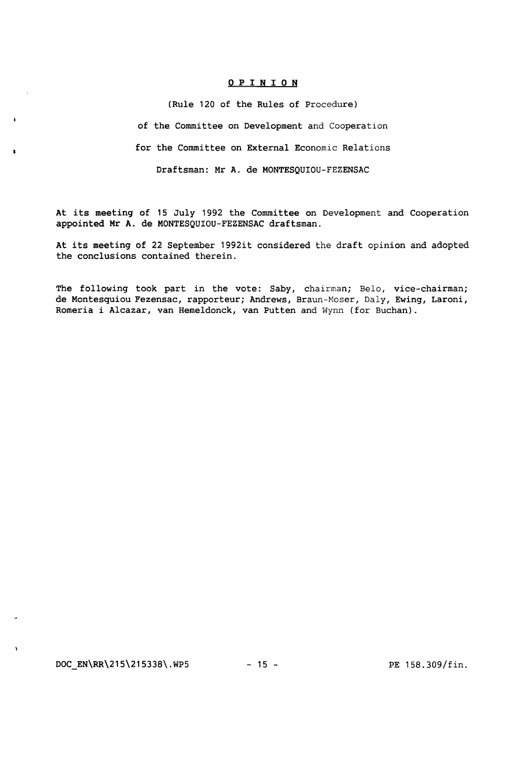# OPINION

(Rule 120 of the Rules of Procedure)

of the Committee on Development and Cooperation

for the Committee on External Economic Relations

Draftsman: Mr A. de MONTESQUIOU-FEZENSAC

At its meeting of 15 July 1992 the Committee on Development and Cooperation appointed Mr A. de MONTESQUIOU-FEZENSAC draftsman.

At its meeting of 22 September 1992it considered the draft opinion and adopted the conclusions contained therein.

The following took part in the vote: Saby, chairman; Belo, vice-chairman; de Montesquiou Fezensac, rapporteur; Andrews, Braun-Moser, Daly, Ewing, Laroni, Romeria i Alcazar, van Hemeldonck, van Putten and Wynn (for Buchan).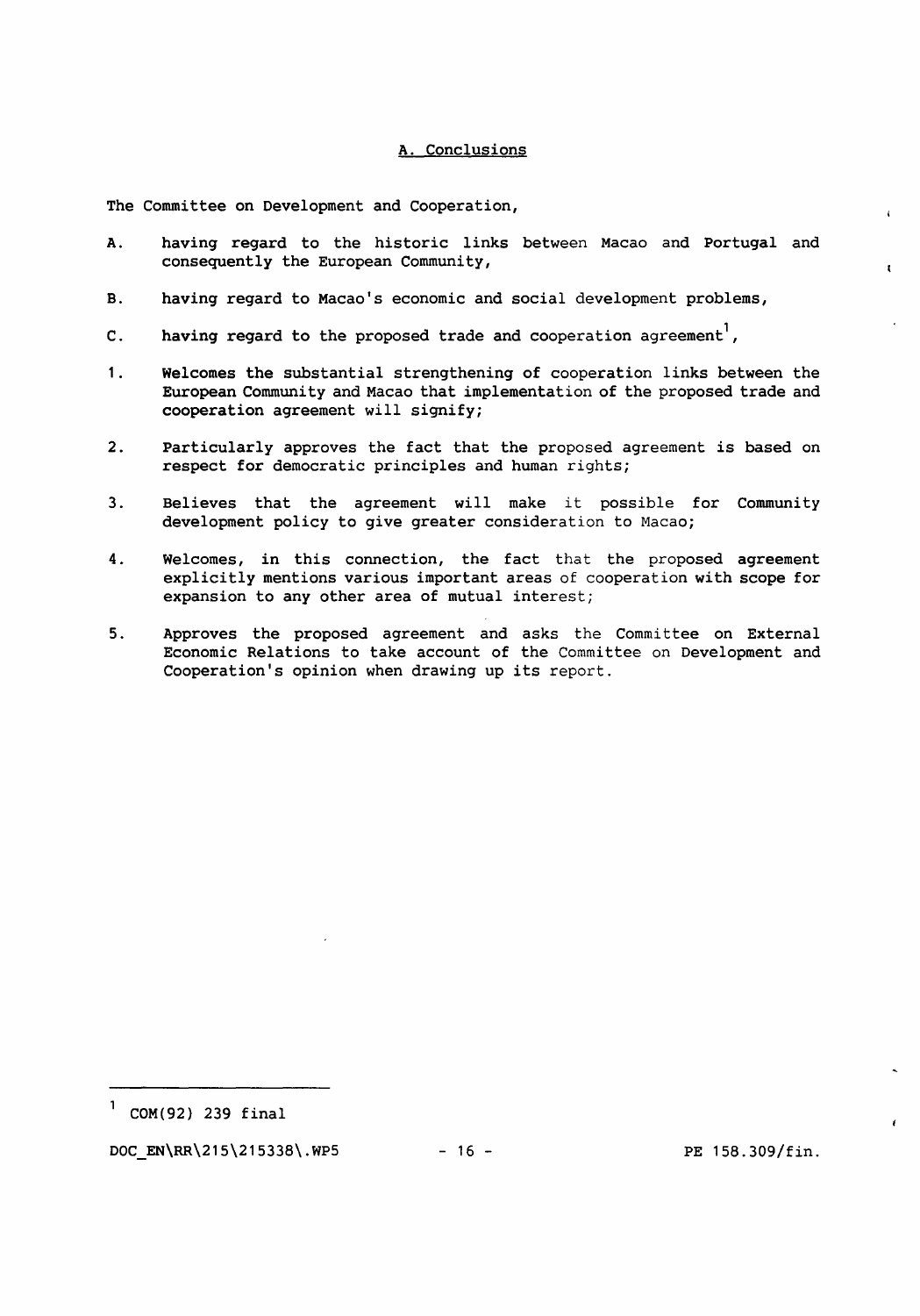## A. Conclusions

The Committee on Development and Cooperation,

A. having regard to the historic links between Macao and Portugal and consequently the European Community,

B. having regard to Macao's economic and social development problems,

C. having regard to the proposed trade and cooperation agreement[1],

1. Welcomes the substantial strengthening of cooperation links between the European Community and Macao that implementation of the proposed trade and cooperation agreement will signify;

2. Particularly approves the fact that the proposed agreement is based on respect for democratic principles and human rights;

3. Believes that the agreement will make it possible for Community development policy to give greater consideration to Macao;

4. Welcomes, in this connection, the fact that the proposed agreement explicitly mentions various important areas of cooperation with scope for expansion to any other area of mutual interest;

5. Approves the proposed agreement and asks the Committee on External Economic Relations to take account of the Committee on Development and Cooperation's opinion when drawing up its report.

---

[1] COM(92) 239 final

DOC_EN\RR\215\215338\.WP5 PE 158.309/fin.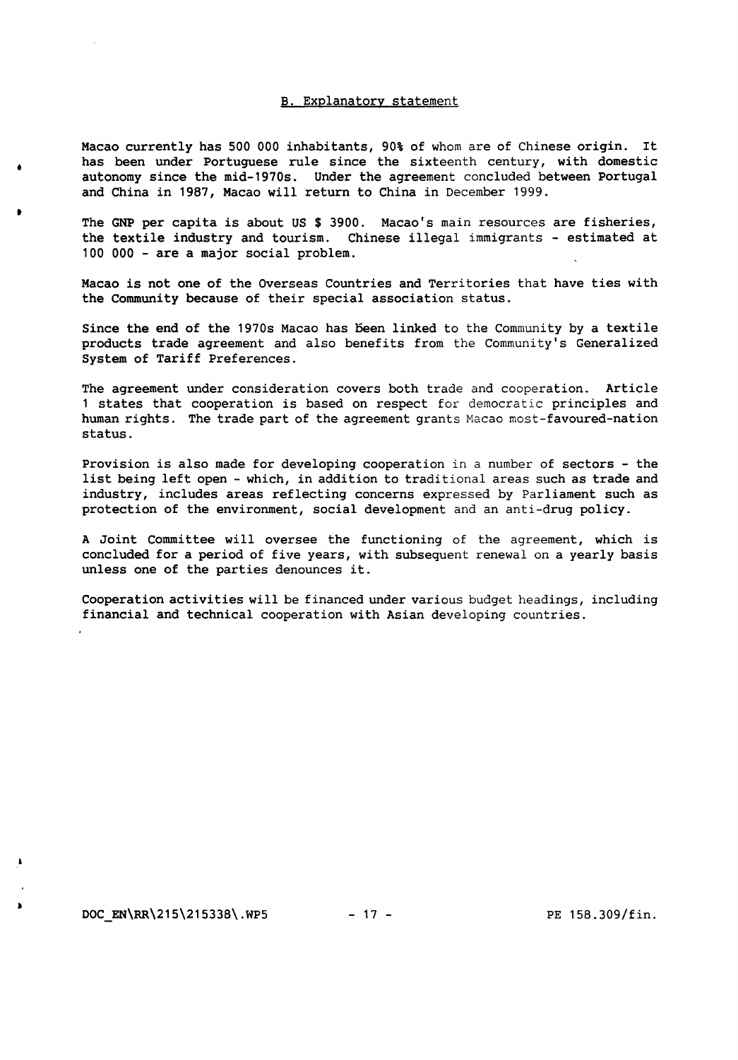## B. Explanatory statement

Macao currently has 500 000 inhabitants, 90% of whom are of Chinese origin. It has been under Portuguese rule since the sixteenth century, with domestic autonomy since the mid-1970s. Under the agreement concluded between Portugal and China in 1987, Macao will return to China in December 1999.

The GNP per capita is about US $ 3900. Macao's main resources are fisheries, the textile industry and tourism. Chinese illegal immigrants - estimated at 100 000 - are a major social problem.

Macao is not one of the Overseas Countries and Territories that have ties with the Community because of their special association status.

Since the end of the 1970s Macao has been linked to the Community by a textile products trade agreement and also benefits from the Community's Generalized System of Tariff Preferences.

The agreement under consideration covers both trade and cooperation. Article 1 states that cooperation is based on respect for democratic principles and human rights. The trade part of the agreement grants Macao most-favoured-nation status.

Provision is also made for developing cooperation in a number of sectors - the list being left open - which, in addition to traditional areas such as trade and industry, includes areas reflecting concerns expressed by Parliament such as protection of the environment, social development and an anti-drug policy.

A Joint Committee will oversee the functioning of the agreement, which is concluded for a period of five years, with subsequent renewal on a yearly basis unless one of the parties denounces it.

Cooperation activities will be financed under various budget headings, including financial and technical cooperation with Asian developing countries.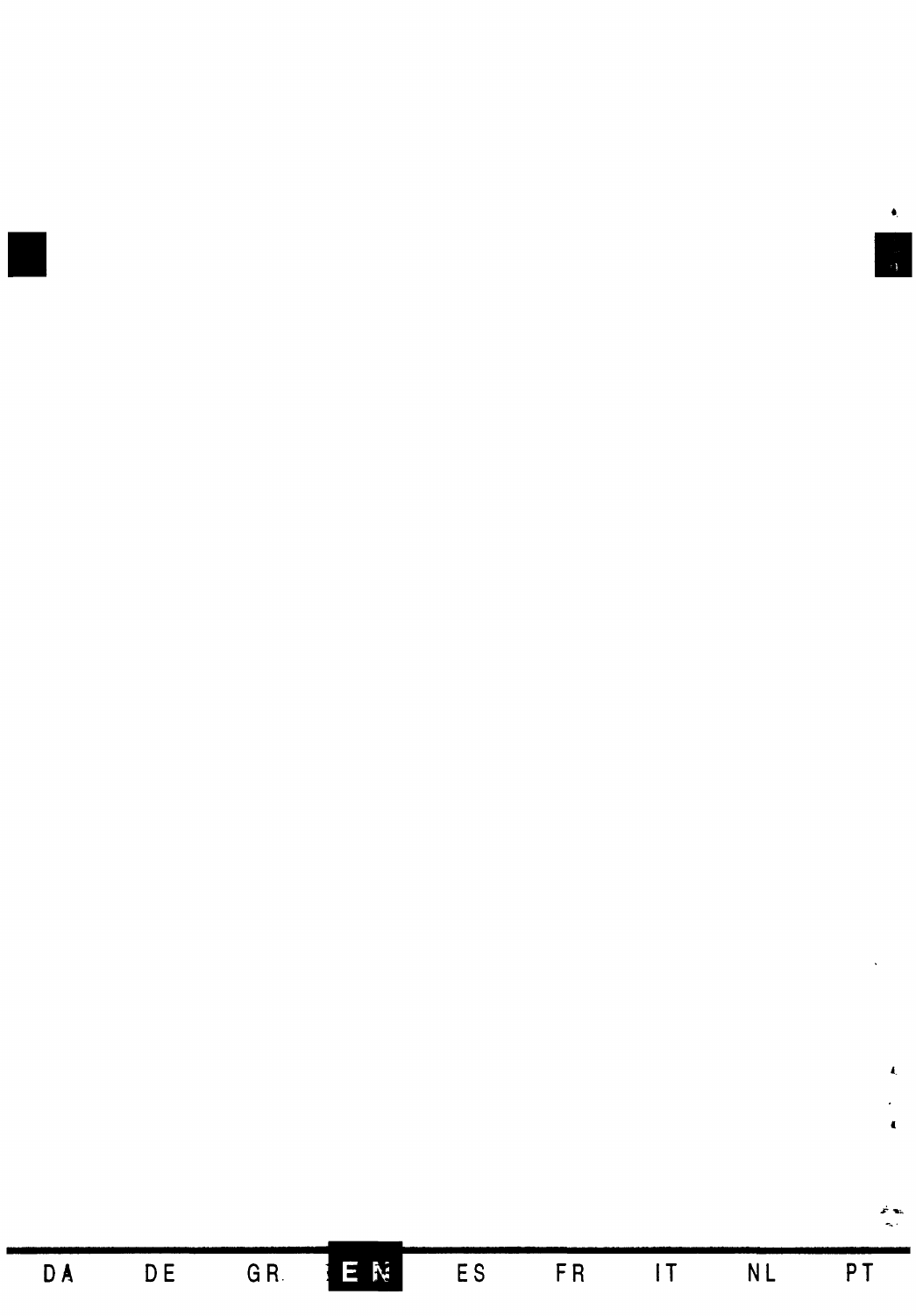DA DE GR **EN** ES FR IT NL PT